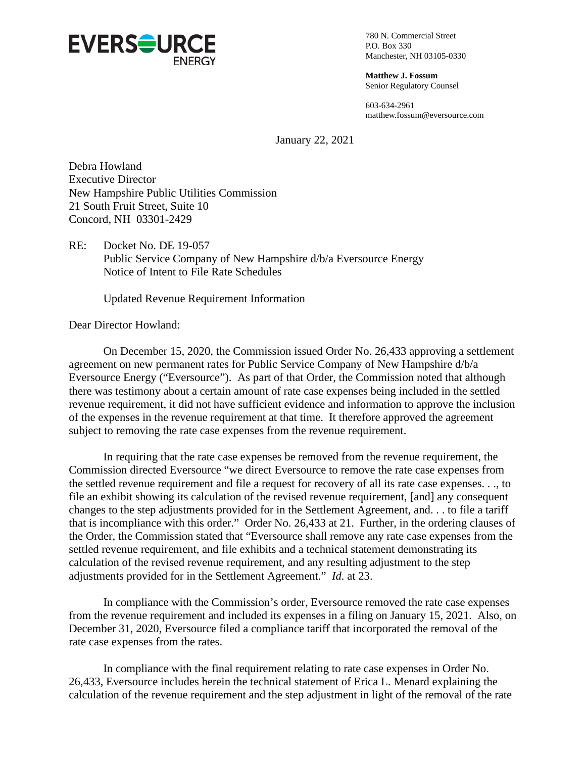**EVERSOURCE ENERGY**

780 N. Commercial Street
P.O. Box 330
Manchester, NH 03105-0330

**Matthew J. Fossum**
Senior Regulatory Counsel

603-634-2961
matthew.fossum@eversource.com

January 22, 2021

Debra Howland
Executive Director
New Hampshire Public Utilities Commission
21 South Fruit Street, Suite 10
Concord, NH 03301-2429

RE: Docket No. DE 19-057
Public Service Company of New Hampshire d/b/a Eversource Energy
Notice of Intent to File Rate Schedules

Updated Revenue Requirement Information

Dear Director Howland:

On December 15, 2020, the Commission issued Order No. 26,433 approving a settlement agreement on new permanent rates for Public Service Company of New Hampshire d/b/a Eversource Energy ("Eversource"). As part of that Order, the Commission noted that although there was testimony about a certain amount of rate case expenses being included in the settled revenue requirement, it did not have sufficient evidence and information to approve the inclusion of the expenses in the revenue requirement at that time. It therefore approved the agreement subject to removing the rate case expenses from the revenue requirement.

In requiring that the rate case expenses be removed from the revenue requirement, the Commission directed Eversource "we direct Eversource to remove the rate case expenses from the settled revenue requirement and file a request for recovery of all its rate case expenses. . ., to file an exhibit showing its calculation of the revised revenue requirement, [and] any consequent changes to the step adjustments provided for in the Settlement Agreement, and. . . to file a tariff that is incompliance with this order." Order No. 26,433 at 21. Further, in the ordering clauses of the Order, the Commission stated that "Eversource shall remove any rate case expenses from the settled revenue requirement, and file exhibits and a technical statement demonstrating its calculation of the revised revenue requirement, and any resulting adjustment to the step adjustments provided for in the Settlement Agreement." *Id.* at 23.

In compliance with the Commission's order, Eversource removed the rate case expenses from the revenue requirement and included its expenses in a filing on January 15, 2021. Also, on December 31, 2020, Eversource filed a compliance tariff that incorporated the removal of the rate case expenses from the rates.

In compliance with the final requirement relating to rate case expenses in Order No. 26,433, Eversource includes herein the technical statement of Erica L. Menard explaining the calculation of the revenue requirement and the step adjustment in light of the removal of the rate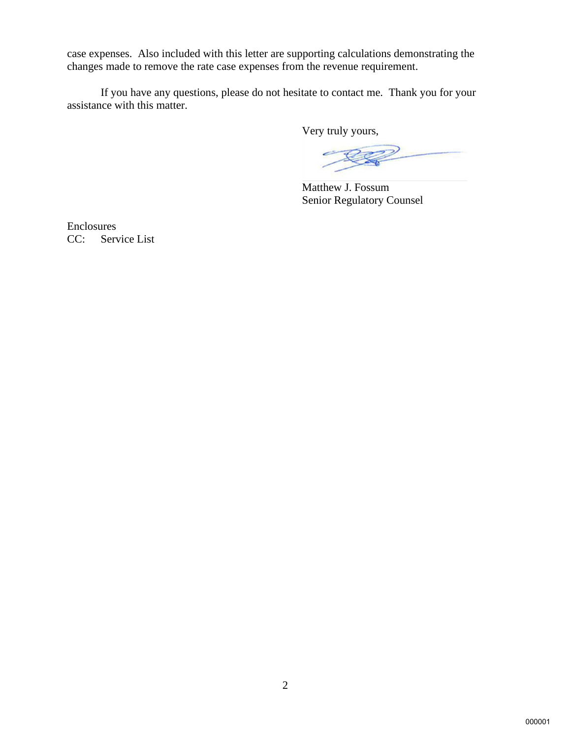case expenses. Also included with this letter are supporting calculations demonstrating the changes made to remove the rate case expenses from the revenue requirement.

If you have any questions, please do not hesitate to contact me. Thank you for your assistance with this matter.

Very truly yours,

Matthew J. Fossum
Senior Regulatory Counsel

Enclosures
CC: Service List